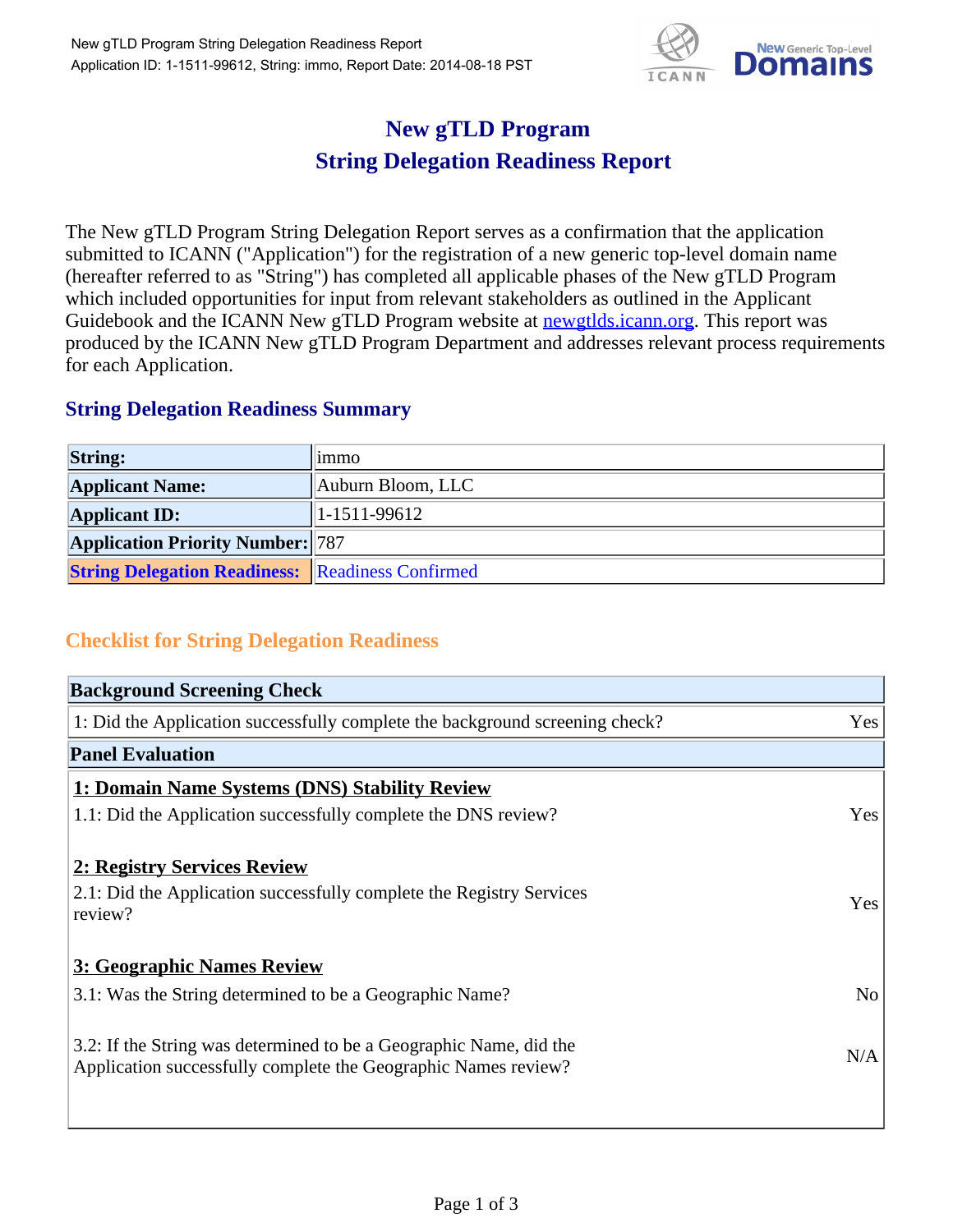# New gTLD Program
# String Delegation Readiness Report

The New gTLD Program String Delegation Report serves as a confirmation that the application submitted to ICANN ("Application") for the registration of a new generic top-level domain name (hereafter referred to as "String") has completed all applicable phases of the New gTLD Program which included opportunities for input from relevant stakeholders as outlined in the Applicant Guidebook and the ICANN New gTLD Program website at newgtlds.icann.org. This report was produced by the ICANN New gTLD Program Department and addresses relevant process requirements for each Application.

## String Delegation Readiness Summary

| | |
|---|---|
| **String:** | immo |
| **Applicant Name:** | Auburn Bloom, LLC |
| **Applicant ID:** | 1-1511-99612 |
| **Application Priority Number:** | 787 |
| **String Delegation Readiness:** | Readiness Confirmed |

## Checklist for String Delegation Readiness

| **Background Screening Check** | |
|---|---|
| 1: Did the Application successfully complete the background screening check? | Yes |
| **Panel Evaluation** | |
| **1: Domain Name Systems (DNS) Stability Review** | |
| 1.1: Did the Application successfully complete the DNS review? | Yes |
| **2: Registry Services Review** | |
| 2.1: Did the Application successfully complete the Registry Services review? | Yes |
| **3: Geographic Names Review** | |
| 3.1: Was the String determined to be a Geographic Name? | No |
| 3.2: If the String was determined to be a Geographic Name, did the Application successfully complete the Geographic Names review? | N/A |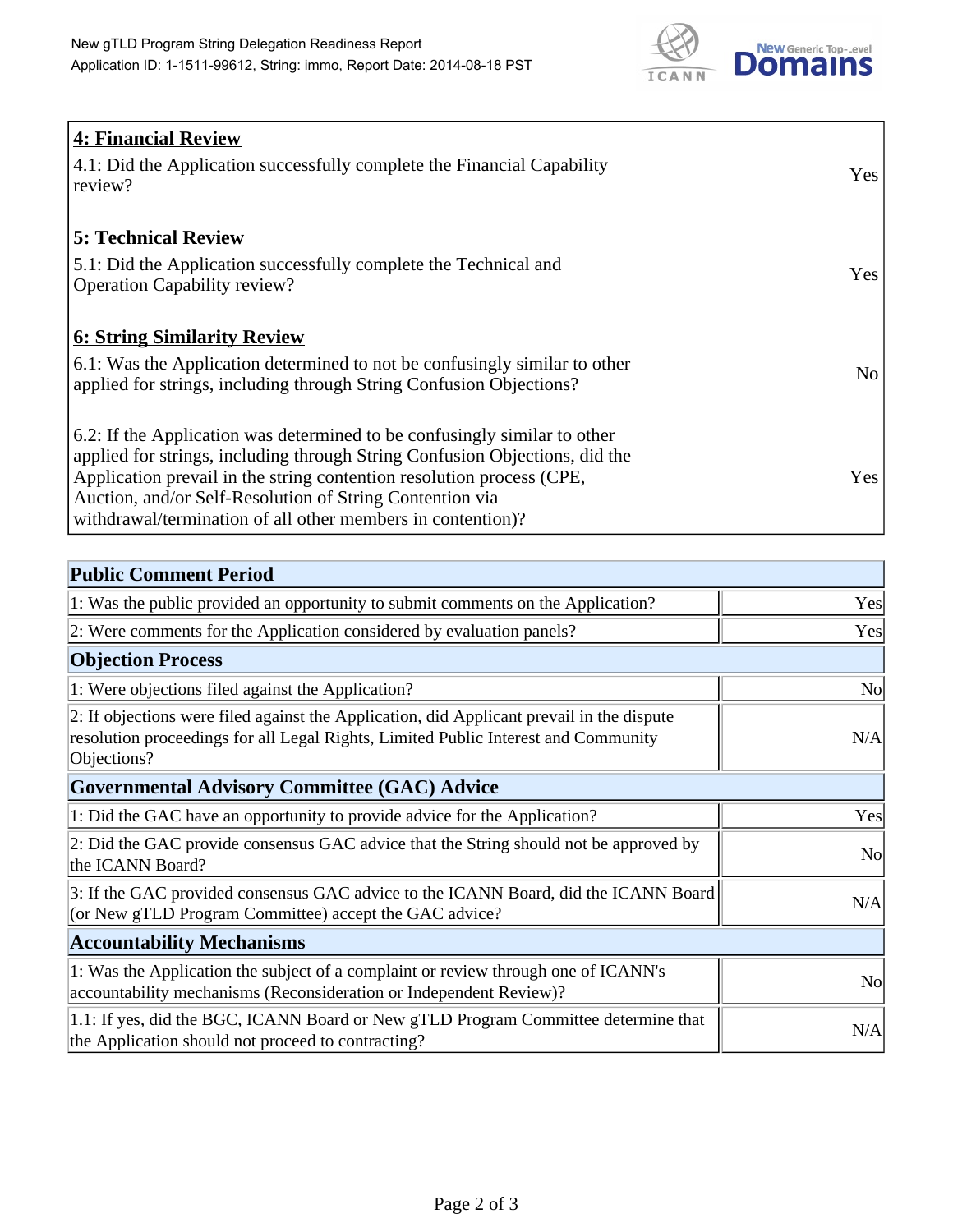## 4: Financial Review

| | |
|---|---|
| 4.1: Did the Application successfully complete the Financial Capability review? | Yes |

## 5: Technical Review

| | |
|---|---|
| 5.1: Did the Application successfully complete the Technical and Operation Capability review? | Yes |

## 6: String Similarity Review

| | |
|---|---|
| 6.1: Was the Application determined to not be confusingly similar to other applied for strings, including through String Confusion Objections? | No |
| 6.2: If the Application was determined to be confusingly similar to other applied for strings, including through String Confusion Objections, did the Application prevail in the string contention resolution process (CPE, Auction, and/or Self-Resolution of String Contention via withdrawal/termination of all other members in contention)? | Yes |

| Public Comment Period | |
|---|---|
| 1: Was the public provided an opportunity to submit comments on the Application? | Yes |
| 2: Were comments for the Application considered by evaluation panels? | Yes |
| **Objection Process** | |
| 1: Were objections filed against the Application? | No |
| 2: If objections were filed against the Application, did Applicant prevail in the dispute resolution proceedings for all Legal Rights, Limited Public Interest and Community Objections? | N/A |
| **Governmental Advisory Committee (GAC) Advice** | |
| 1: Did the GAC have an opportunity to provide advice for the Application? | Yes |
| 2: Did the GAC provide consensus GAC advice that the String should not be approved by the ICANN Board? | No |
| 3: If the GAC provided consensus GAC advice to the ICANN Board, did the ICANN Board (or New gTLD Program Committee) accept the GAC advice? | N/A |
| **Accountability Mechanisms** | |
| 1: Was the Application the subject of a complaint or review through one of ICANN's accountability mechanisms (Reconsideration or Independent Review)? | No |
| 1.1: If yes, did the BGC, ICANN Board or New gTLD Program Committee determine that the Application should not proceed to contracting? | N/A |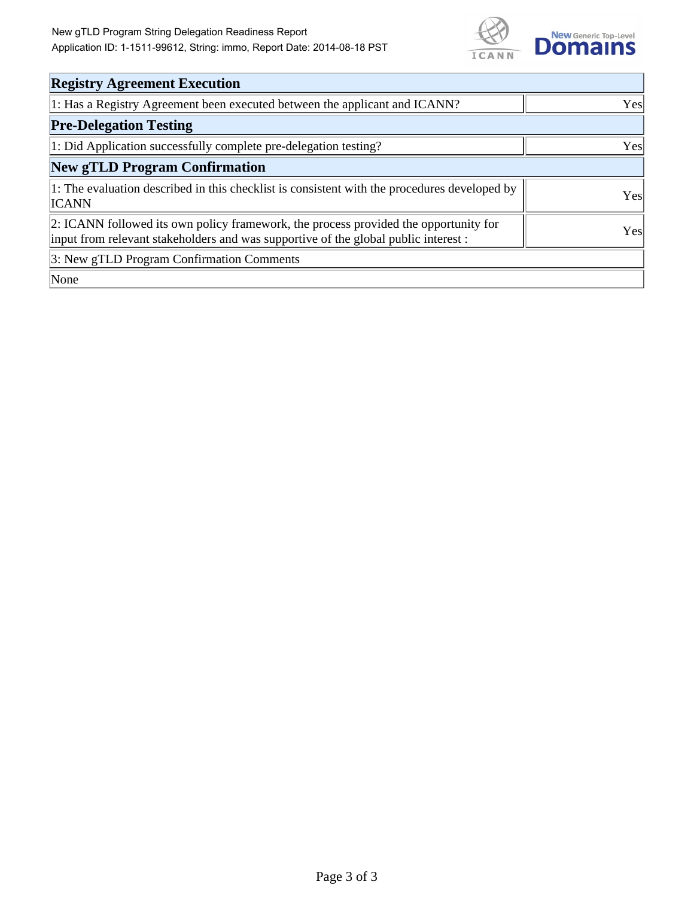| Registry Agreement Execution | |
|---|---|
| 1: Has a Registry Agreement been executed between the applicant and ICANN? | Yes |

| Pre-Delegation Testing | |
|---|---|
| 1: Did Application successfully complete pre-delegation testing? | Yes |

| New gTLD Program Confirmation | |
|---|---|
| 1: The evaluation described in this checklist is consistent with the procedures developed by ICANN | Yes |
| 2: ICANN followed its own policy framework, the process provided the opportunity for input from relevant stakeholders and was supportive of the global public interest : | Yes |
| 3: New gTLD Program Confirmation Comments | |
| None | |